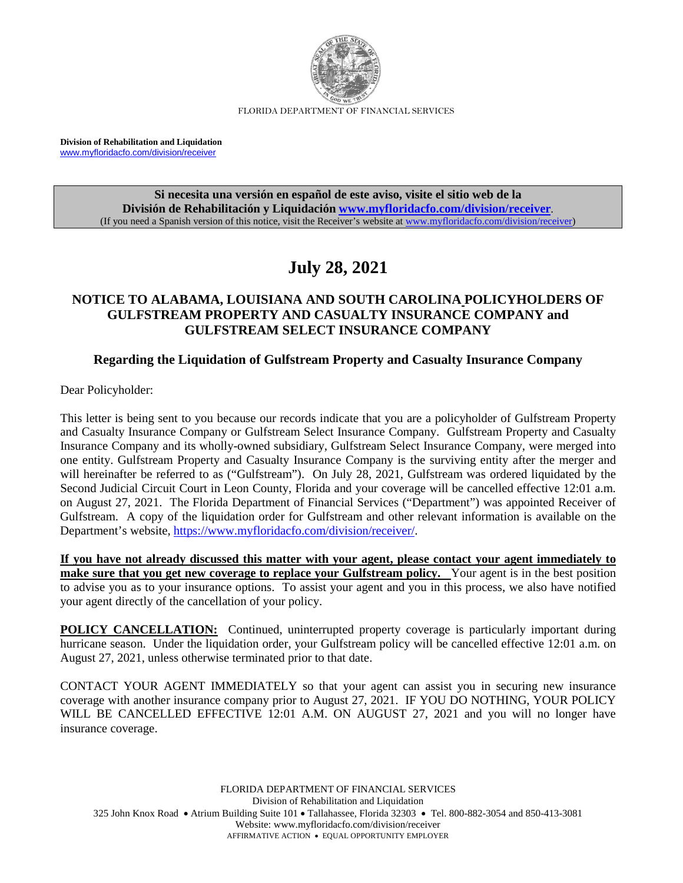FLORIDA DEPARTMENT OF FINANCIAL SERVICES

**Division of Rehabilitation and Liquidation**
www.myfloridacfo.com/division/receiver

**Si necesita una versión en español de este aviso, visite el sitio web de la División de Rehabilitación y Liquidación [www.myfloridacfo.com/division/receiver](www.myfloridacfo.com/division/receiver).**
(If you need a Spanish version of this notice, visit the Receiver's website at www.myfloridacfo.com/division/receiver)

# July 28, 2021

## NOTICE TO ALABAMA, LOUISIANA AND SOUTH CAROLINA POLICYHOLDERS OF GULFSTREAM PROPERTY AND CASUALTY INSURANCE COMPANY and GULFSTREAM SELECT INSURANCE COMPANY

### Regarding the Liquidation of Gulfstream Property and Casualty Insurance Company

Dear Policyholder:

This letter is being sent to you because our records indicate that you are a policyholder of Gulfstream Property and Casualty Insurance Company or Gulfstream Select Insurance Company. Gulfstream Property and Casualty Insurance Company and its wholly-owned subsidiary, Gulfstream Select Insurance Company, were merged into one entity. Gulfstream Property and Casualty Insurance Company is the surviving entity after the merger and will hereinafter be referred to as ("Gulfstream"). On July 28, 2021, Gulfstream was ordered liquidated by the Second Judicial Circuit Court in Leon County, Florida and your coverage will be cancelled effective 12:01 a.m. on August 27, 2021. The Florida Department of Financial Services ("Department") was appointed Receiver of Gulfstream. A copy of the liquidation order for Gulfstream and other relevant information is available on the Department's website, https://www.myfloridacfo.com/division/receiver/.

**If you have not already discussed this matter with your agent, please contact your agent immediately to make sure that you get new coverage to replace your Gulfstream policy.** Your agent is in the best position to advise you as to your insurance options. To assist your agent and you in this process, we also have notified your agent directly of the cancellation of your policy.

**POLICY CANCELLATION:** Continued, uninterrupted property coverage is particularly important during hurricane season. Under the liquidation order, your Gulfstream policy will be cancelled effective 12:01 a.m. on August 27, 2021, unless otherwise terminated prior to that date.

CONTACT YOUR AGENT IMMEDIATELY so that your agent can assist you in securing new insurance coverage with another insurance company prior to August 27, 2021. IF YOU DO NOTHING, YOUR POLICY WILL BE CANCELLED EFFECTIVE 12:01 A.M. ON AUGUST 27, 2021 and you will no longer have insurance coverage.

FLORIDA DEPARTMENT OF FINANCIAL SERVICES
Division of Rehabilitation and Liquidation
325 John Knox Road • Atrium Building Suite 101 • Tallahassee, Florida 32303 • Tel. 800-882-3054 and 850-413-3081
Website: www.myfloridacfo.com/division/receiver
AFFIRMATIVE ACTION • EQUAL OPPORTUNITY EMPLOYER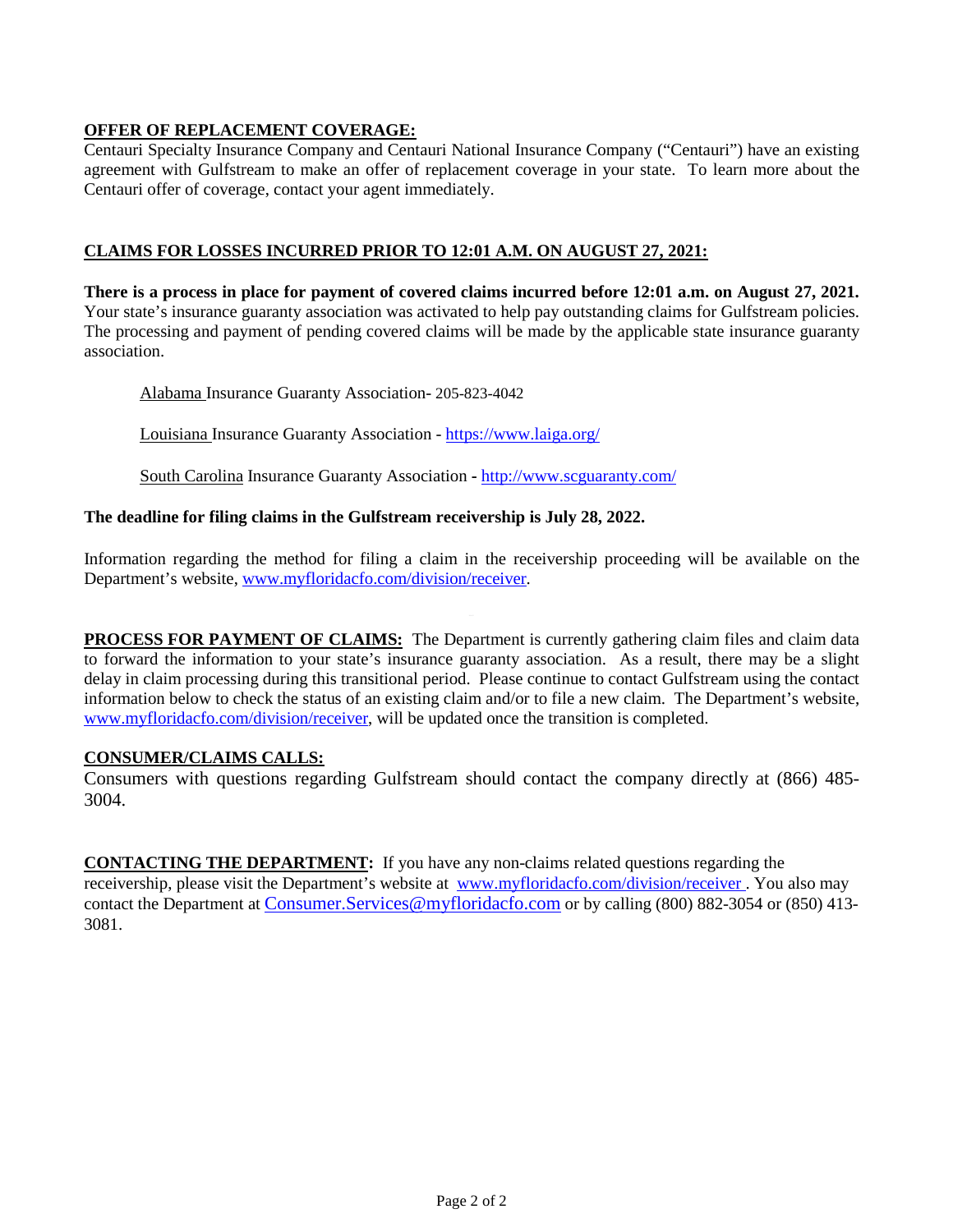**OFFER OF REPLACEMENT COVERAGE:**

Centauri Specialty Insurance Company and Centauri National Insurance Company ("Centauri") have an existing agreement with Gulfstream to make an offer of replacement coverage in your state. To learn more about the Centauri offer of coverage, contact your agent immediately.

**CLAIMS FOR LOSSES INCURRED PRIOR TO 12:01 A.M. ON AUGUST 27, 2021:**

**There is a process in place for payment of covered claims incurred before 12:01 a.m. on August 27, 2021.** Your state's insurance guaranty association was activated to help pay outstanding claims for Gulfstream policies. The processing and payment of pending covered claims will be made by the applicable state insurance guaranty association.

Alabama Insurance Guaranty Association- 205-823-4042

Louisiana Insurance Guaranty Association - https://www.laiga.org/

South Carolina Insurance Guaranty Association - http://www.scguaranty.com/

**The deadline for filing claims in the Gulfstream receivership is July 28, 2022.**

Information regarding the method for filing a claim in the receivership proceeding will be available on the Department's website, www.myfloridacfo.com/division/receiver.

**PROCESS FOR PAYMENT OF CLAIMS:** The Department is currently gathering claim files and claim data to forward the information to your state's insurance guaranty association. As a result, there may be a slight delay in claim processing during this transitional period. Please continue to contact Gulfstream using the contact information below to check the status of an existing claim and/or to file a new claim. The Department's website, www.myfloridacfo.com/division/receiver, will be updated once the transition is completed.

**CONSUMER/CLAIMS CALLS:**

Consumers with questions regarding Gulfstream should contact the company directly at (866) 485-3004.

**CONTACTING THE DEPARTMENT:** If you have any non-claims related questions regarding the receivership, please visit the Department's website at www.myfloridacfo.com/division/receiver . You also may contact the Department at Consumer.Services@myfloridacfo.com or by calling (800) 882-3054 or (850) 413-3081.